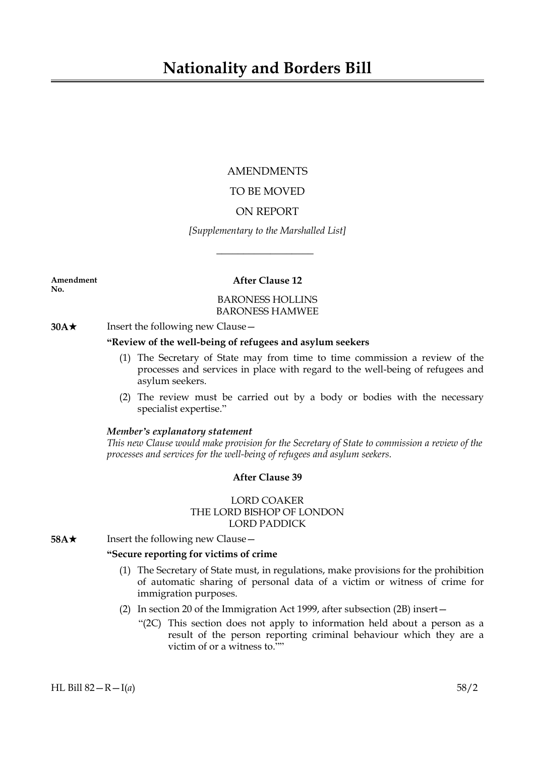# Nationality and Borders Bill

AMENDMENTS

TO BE MOVED

ON REPORT

*[Supplementary to the Marshalled List]*

---

**Amendment No.**

**After Clause 12**

BARONESS HOLLINS
BARONESS HAMWEE

**30A★** Insert the following new Clause—

**"Review of the well-being of refugees and asylum seekers**

(1) The Secretary of State may from time to time commission a review of the processes and services in place with regard to the well-being of refugees and asylum seekers.

(2) The review must be carried out by a body or bodies with the necessary specialist expertise."

***Member's explanatory statement***
*This new Clause would make provision for the Secretary of State to commission a review of the processes and services for the well-being of refugees and asylum seekers.*

**After Clause 39**

LORD COAKER
THE LORD BISHOP OF LONDON
LORD PADDICK

**58A★** Insert the following new Clause—

**"Secure reporting for victims of crime**

(1) The Secretary of State must, in regulations, make provisions for the prohibition of automatic sharing of personal data of a victim or witness of crime for immigration purposes.

(2) In section 20 of the Immigration Act 1999, after subsection (2B) insert—

"(2C) This section does not apply to information held about a person as a result of the person reporting criminal behaviour which they are a victim of or a witness to.""

HL Bill 82—R—I(*a*) 58/2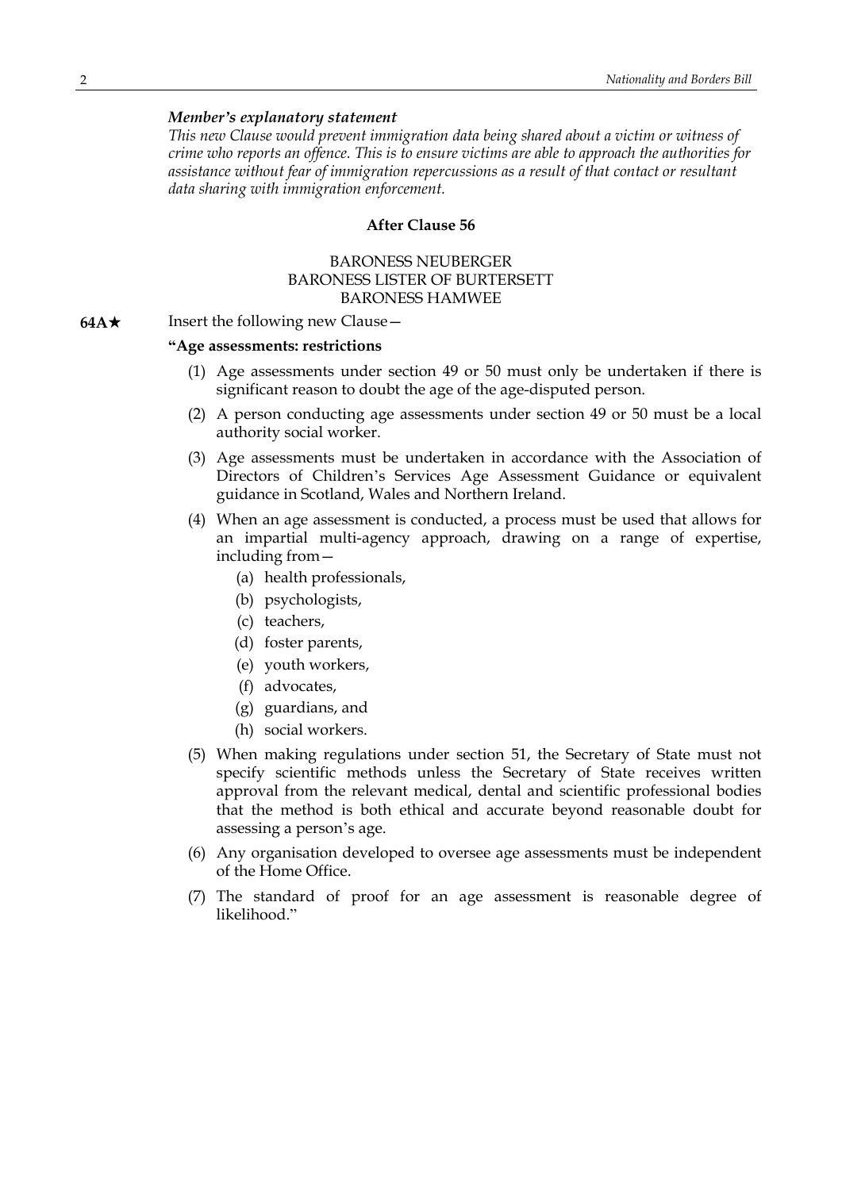***Member's explanatory statement***

*This new Clause would prevent immigration data being shared about a victim or witness of crime who reports an offence. This is to ensure victims are able to approach the authorities for assistance without fear of immigration repercussions as a result of that contact or resultant data sharing with immigration enforcement.*

**After Clause 56**

BARONESS NEUBERGER
BARONESS LISTER OF BURTERSETT
BARONESS HAMWEE

**64A★** Insert the following new Clause—

**"Age assessments: restrictions**

(1) Age assessments under section 49 or 50 must only be undertaken if there is significant reason to doubt the age of the age-disputed person.

(2) A person conducting age assessments under section 49 or 50 must be a local authority social worker.

(3) Age assessments must be undertaken in accordance with the Association of Directors of Children's Services Age Assessment Guidance or equivalent guidance in Scotland, Wales and Northern Ireland.

(4) When an age assessment is conducted, a process must be used that allows for an impartial multi-agency approach, drawing on a range of expertise, including from—

- (a) health professionals,
- (b) psychologists,
- (c) teachers,
- (d) foster parents,
- (e) youth workers,
- (f) advocates,
- (g) guardians, and
- (h) social workers.

(5) When making regulations under section 51, the Secretary of State must not specify scientific methods unless the Secretary of State receives written approval from the relevant medical, dental and scientific professional bodies that the method is both ethical and accurate beyond reasonable doubt for assessing a person's age.

(6) Any organisation developed to oversee age assessments must be independent of the Home Office.

(7) The standard of proof for an age assessment is reasonable degree of likelihood."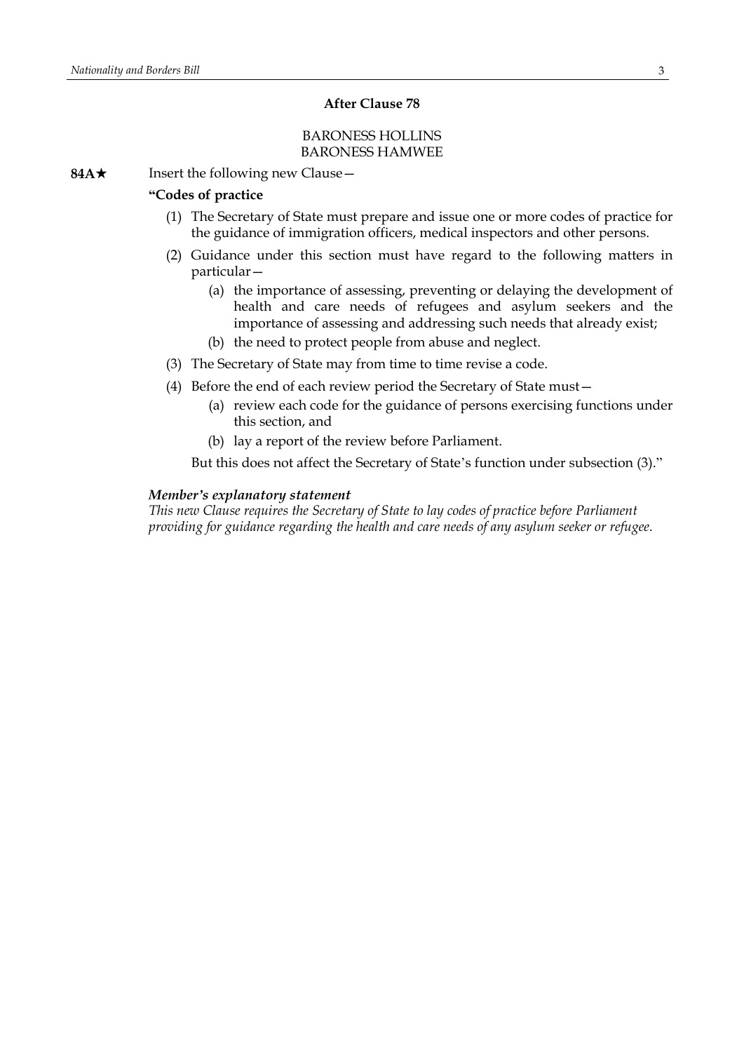## After Clause 78

BARONESS HOLLINS
BARONESS HAMWEE

**84A★** Insert the following new Clause—

**"Codes of practice**

(1) The Secretary of State must prepare and issue one or more codes of practice for the guidance of immigration officers, medical inspectors and other persons.

(2) Guidance under this section must have regard to the following matters in particular—

(a) the importance of assessing, preventing or delaying the development of health and care needs of refugees and asylum seekers and the importance of assessing and addressing such needs that already exist;

(b) the need to protect people from abuse and neglect.

(3) The Secretary of State may from time to time revise a code.

(4) Before the end of each review period the Secretary of State must—

(a) review each code for the guidance of persons exercising functions under this section, and

(b) lay a report of the review before Parliament.

But this does not affect the Secretary of State's function under subsection (3)."

***Member's explanatory statement***

*This new Clause requires the Secretary of State to lay codes of practice before Parliament providing for guidance regarding the health and care needs of any asylum seeker or refugee.*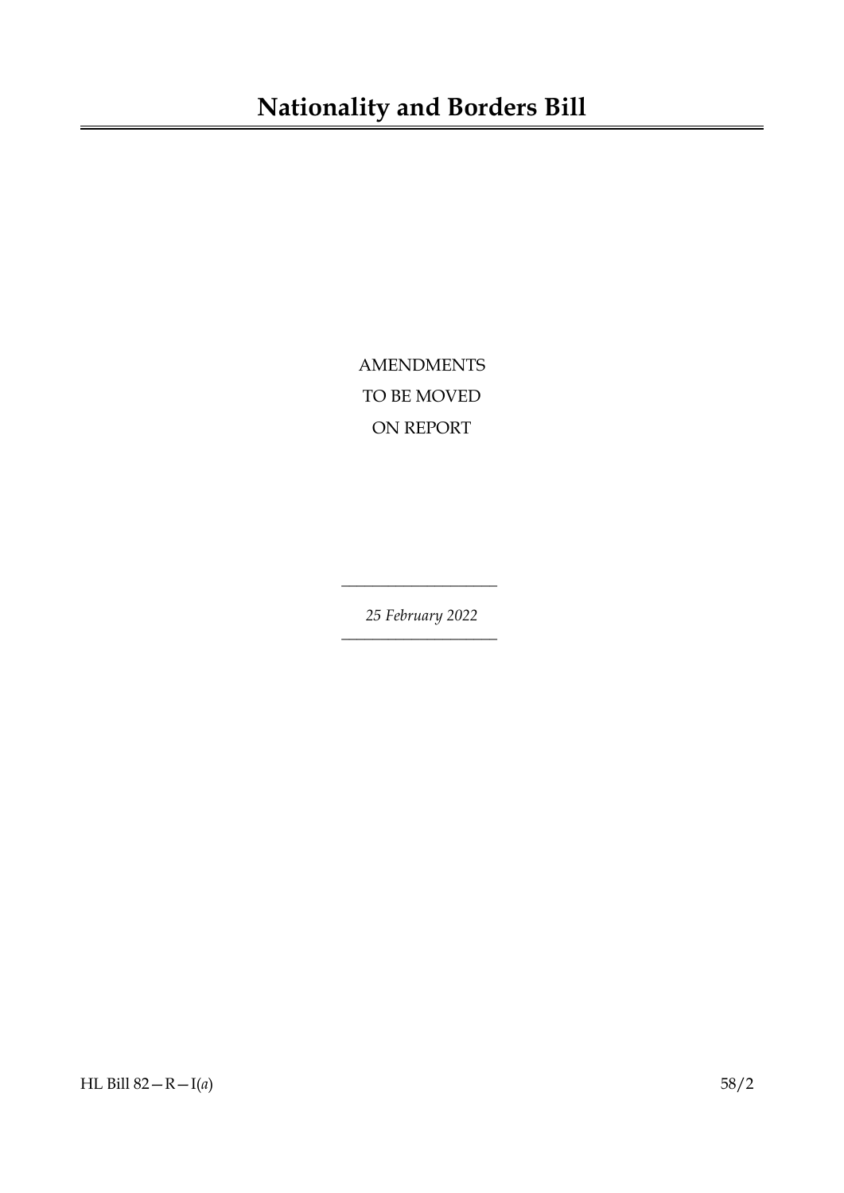# Nationality and Borders Bill

AMENDMENTS
TO BE MOVED
ON REPORT

---

*25 February 2022*

---

HL Bill 82—R—I(*a*)

58/2